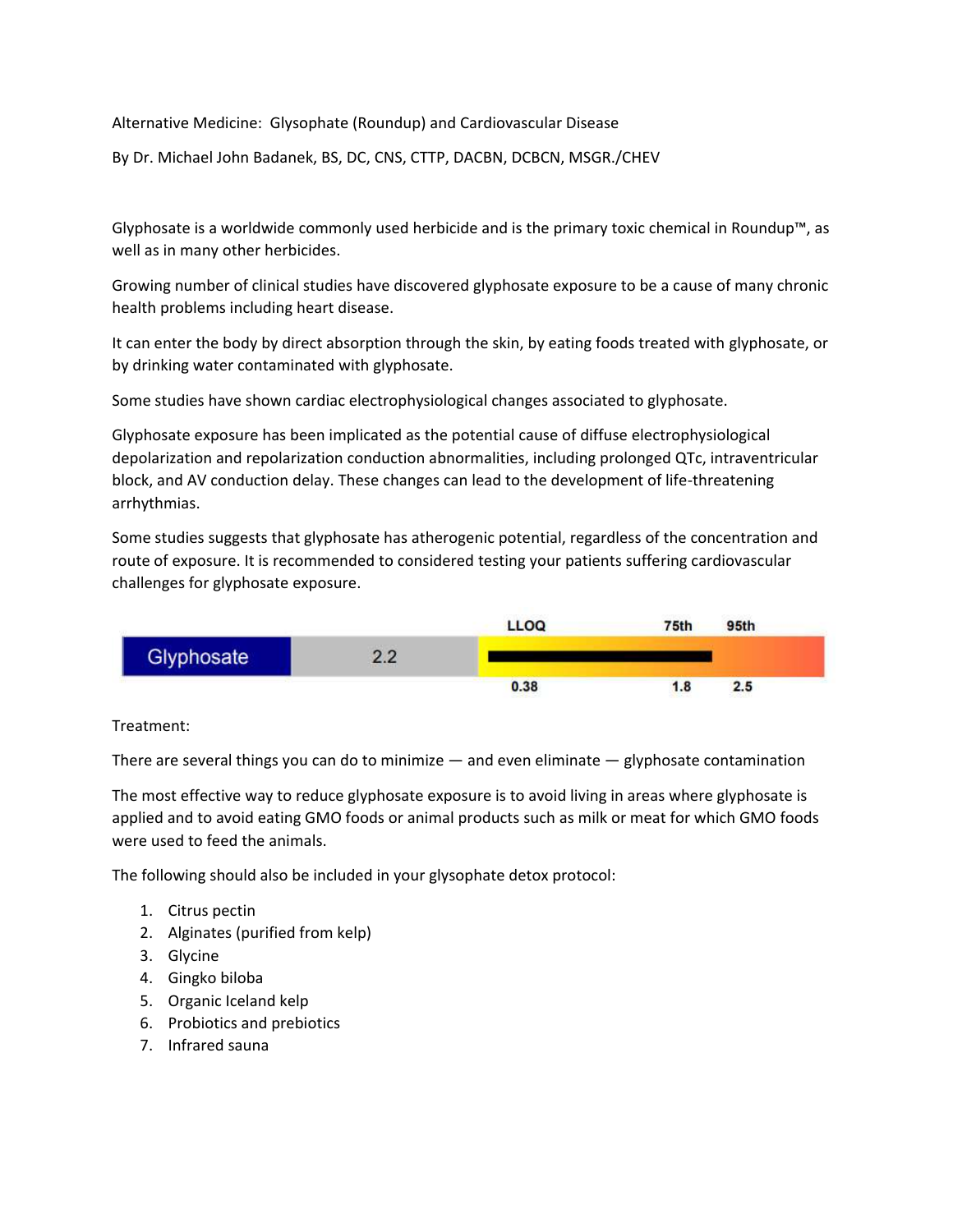Alternative Medicine: Glysophate (Roundup) and Cardiovascular Disease

By Dr. Michael John Badanek, BS, DC, CNS, CTTP, DACBN, DCBCN, MSGR./CHEV

Glyphosate is a worldwide commonly used herbicide and is the primary toxic chemical in Roundup™, as well as in many other herbicides.

Growing number of clinical studies have discovered glyphosate exposure to be a cause of many chronic health problems including heart disease.

It can enter the body by direct absorption through the skin, by eating foods treated with glyphosate, or by drinking water contaminated with glyphosate.

Some studies have shown cardiac electrophysiological changes associated to glyphosate.

Glyphosate exposure has been implicated as the potential cause of diffuse electrophysiological depolarization and repolarization conduction abnormalities, including prolonged QTc, intraventricular block, and AV conduction delay. These changes can lead to the development of life-threatening arrhythmias.

Some studies suggests that glyphosate has atherogenic potential, regardless of the concentration and route of exposure. It is recommended to considered testing your patients suffering cardiovascular challenges for glyphosate exposure.

| | Result | LLOQ | 75th | 95th |
|---|---|---|---|---|
| Glyphosate | 2.2 | 0.38 | 1.8 | 2.5 |

Treatment:

There are several things you can do to minimize — and even eliminate — glyphosate contamination

The most effective way to reduce glyphosate exposure is to avoid living in areas where glyphosate is applied and to avoid eating GMO foods or animal products such as milk or meat for which GMO foods were used to feed the animals.

The following should also be included in your glysophate detox protocol:

1. Citrus pectin
2. Alginates (purified from kelp)
3. Glycine
4. Gingko biloba
5. Organic Iceland kelp
6. Probiotics and prebiotics
7. Infrared sauna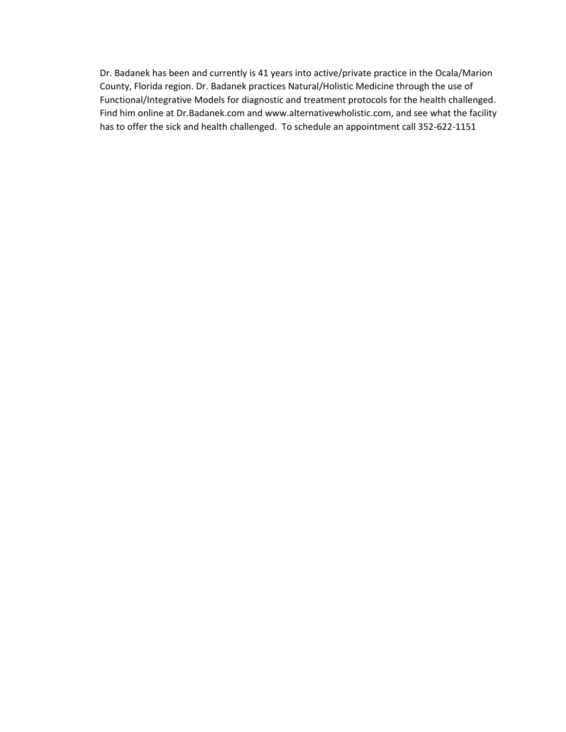Dr. Badanek has been and currently is 41 years into active/private practice in the Ocala/Marion County, Florida region. Dr. Badanek practices Natural/Holistic Medicine through the use of Functional/Integrative Models for diagnostic and treatment protocols for the health challenged. Find him online at Dr.Badanek.com and www.alternativewholistic.com, and see what the facility has to offer the sick and health challenged. To schedule an appointment call 352-622-1151